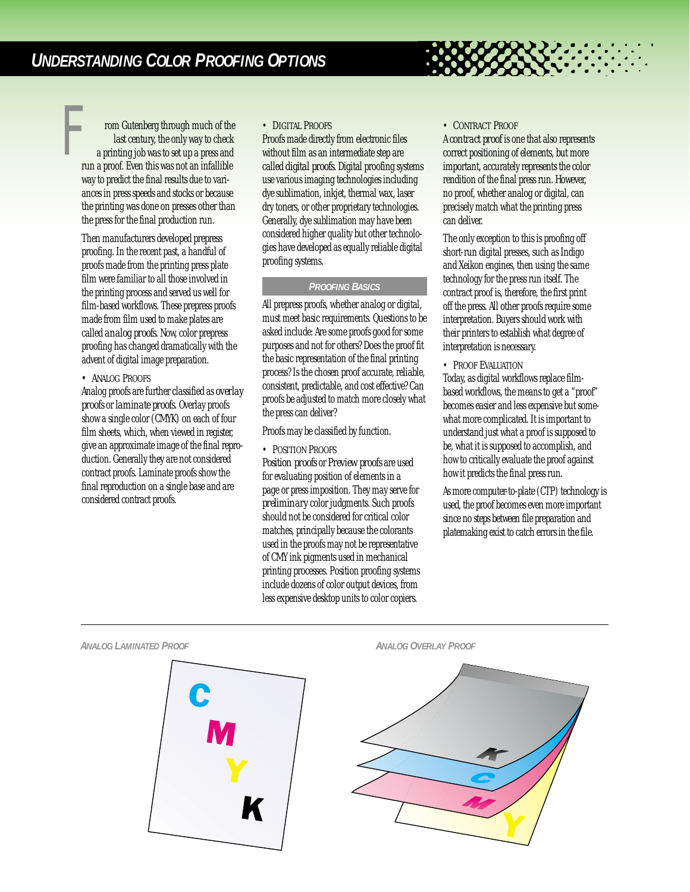# Understanding Color Proofing Options

From Gutenberg through much of the last century, the only way to check a printing job was to set up a press and run a proof. Even this was not an infallible way to predict the final results due to variances in press speeds and stocks or because the printing was done on presses other than the press for the final production run.

Then manufacturers developed prepress proofing. In the recent past, a handful of proofs made from the printing press plate film were familiar to all those involved in the printing process and served us well for film-based workflows. These prepress proofs made from film used to make plates are called *analog proofs*. Now, color prepress proofing has changed dramatically with the advent of digital image preparation.

- **Analog Proofs**

Analog proofs are further classified as *overlay proofs* or *laminate proofs*. Overlay proofs show a single color (CMYK) on each of four film sheets, which, when viewed in register, give an approximate image of the final reproduction. Generally they are not considered contract proofs. Laminate proofs show the final reproduction on a single base and are considered contract proofs.

- **Digital Proofs**

Proofs made directly from electronic files without film as an intermediate step are called *digital proofs*. Digital proofing systems use various imaging technologies including dye sublimation, inkjet, thermal wax, laser dry toners, or other proprietary technologies. Generally, dye sublimation may have been considered higher quality but other technologies have developed as equally reliable digital proofing systems.

## Proofing Basics

All prepress proofs, whether analog or digital, must meet basic requirements. Questions to be asked include: Are some proofs good for some purposes and not for others? Does the proof fit the basic representation of the final printing process? Is the chosen proof accurate, reliable, consistent, predictable, and cost effective? Can proofs be adjusted to match more closely what the press can deliver?

Proofs may be classified by function.

- **Position Proofs**

*Position proofs* or *Preview proofs* are used for evaluating position of elements in a page or press imposition. They may serve for *preliminary* color judgments. Such proofs should not be considered for critical color matches, principally because the colorants used in the proofs may not be representative of CMY ink pigments used in mechanical printing processes. Position proofing systems include dozens of color output devices, from less expensive desktop units to color copiers.

- **Contract Proof**

A *contract proof* is one that also represents correct positioning of elements, but more important, accurately represents the color rendition of the final press run. However, no proof, whether analog or digital, can precisely match what the printing press can deliver.

The only exception to this is proofing off short-run digital presses, such as Indigo and Xeikon engines, then using the same technology for the press run itself. The contract proof is, therefore, the first print off the press. All other proofs require some interpretation. Buyers should work with their printers to establish what degree of interpretation is necessary.

- **Proof Evaluation**

Today, as digital workflows replace film-based workflows, the means to get a "proof" becomes easier and less expensive but somewhat more complicated. It is important to understand just what a proof is supposed to be, what it is supposed to accomplish, and how to critically evaluate the proof against how it predicts the final press run.

As more computer-to-plate (CTP) technology is used, the proof becomes even more important since no steps between file preparation and platemaking exist to catch errors in the file.

*Analog Laminated Proof*

*Analog Overlay Proof*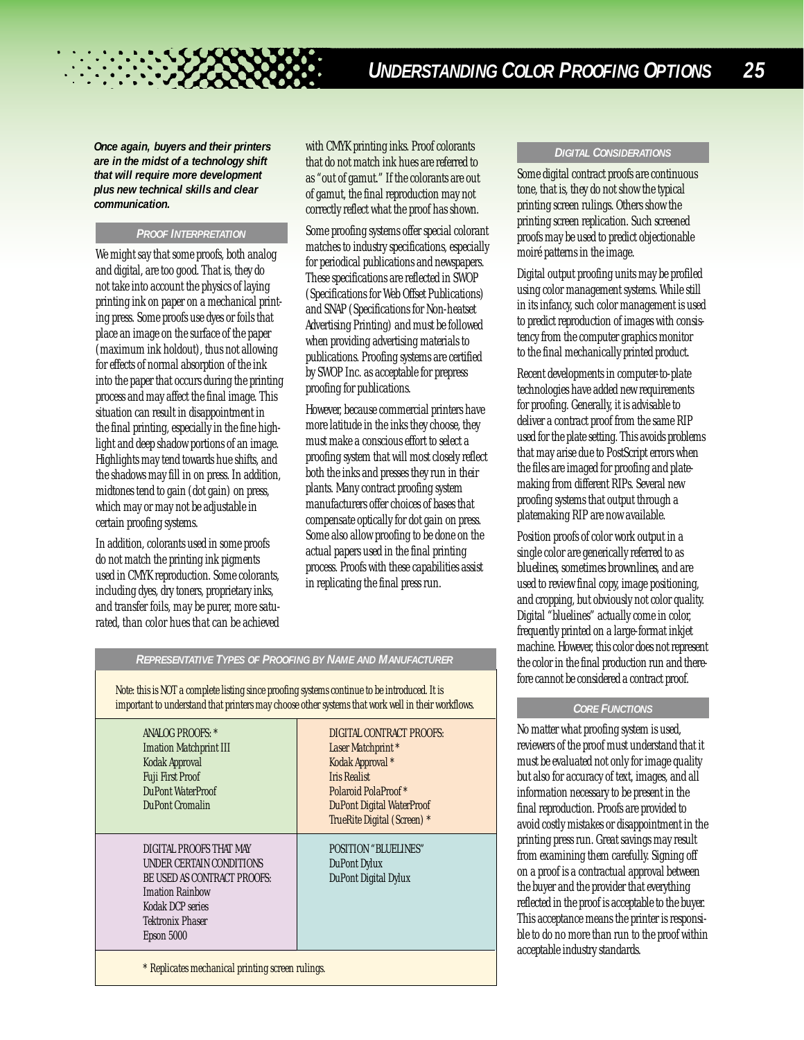**Once again, buyers and their printers are in the midst of a technology shift that will require more development plus new technical skills and clear communication.**

### Proof Interpretation

We might say that some proofs, both analog and digital, are too good. That is, they do not take into account the physics of laying printing ink on paper on a mechanical printing press. Some proofs use dyes or foils that place an image on the surface of the paper (maximum ink holdout), thus not allowing for effects of normal absorption of the ink into the paper that occurs during the printing process and may affect the final image. This situation can result in disappointment in the final printing, especially in the fine highlight and deep shadow portions of an image. Highlights may tend towards hue shifts, and the shadows may fill in on press. In addition, midtones tend to gain (dot gain) on press, which may or may not be adjustable in certain proofing systems.

In addition, colorants used in some proofs do not match the printing ink pigments used in CMYK reproduction. Some colorants, including dyes, dry toners, proprietary inks, and transfer foils, may be purer, more saturated, than color hues that can be achieved with CMYK printing inks. Proof colorants that do not match ink hues are referred to as "out of gamut." If the colorants are out of gamut, the final reproduction may not correctly reflect what the proof has shown.

Some proofing systems offer special colorant matches to industry specifications, especially for periodical publications and newspapers. These specifications are reflected in SWOP (Specifications for Web Offset Publications) and SNAP (Specifications for Non-heatset Advertising Printing) and must be followed when providing advertising materials to publications. Proofing systems are certified by SWOP Inc. as acceptable for prepress proofing for publications.

However, because commercial printers have more latitude in the inks they choose, they must make a conscious effort to select a proofing system that will most closely reflect both the inks and presses they run in their plants. Many contract proofing system manufacturers offer choices of bases that compensate optically for dot gain on press. Some also allow proofing to be done on the actual papers used in the final printing process. Proofs with these capabilities assist in replicating the final press run.

### Representative Types of Proofing by Name and Manufacturer

Note: this is NOT a complete listing since proofing systems continue to be introduced. It is important to understand that printers may choose other systems that work well in their workflows.

| | |
|---|---|
| ANALOG PROOFS: *<br>Imation Matchprint III<br>Kodak Approval<br>Fuji First Proof<br>DuPont WaterProof<br>DuPont Cromalin | DIGITAL CONTRACT PROOFS:<br>Laser Matchprint *<br>Kodak Approval *<br>Iris Realist<br>Polaroid PolaProof *<br>DuPont Digital WaterProof<br>TrueRite Digital (Screen) * |
| DIGITAL PROOFS THAT MAY UNDER CERTAIN CONDITIONS BE USED AS CONTRACT PROOFS:<br>Imation Rainbow<br>Kodak DCP series<br>Tektronix Phaser<br>Epson 5000 | POSITION "BLUELINES"<br>DuPont Dylux<br>DuPont Digital Dylux |

* Replicates mechanical printing screen rulings.

### Digital Considerations

Some digital contract proofs are continuous tone, that is, they do not show the typical printing screen rulings. Others show the printing screen replication. Such screened proofs may be used to predict objectionable moiré patterns in the image.

Digital output proofing units may be profiled using color management systems. While still in its infancy, such color management is used to predict reproduction of images with consistency from the computer graphics monitor to the final mechanically printed product.

Recent developments in computer-to-plate technologies have added new requirements for proofing. Generally, it is advisable to deliver a contract proof from the same RIP used for the plate setting. This avoids problems that may arise due to PostScript errors when the files are imaged for proofing and platemaking from different RIPs. Several new proofing systems that output through a platemaking RIP are now available.

Position proofs of color work output in a single color are generically referred to as bluelines, sometimes brownlines, and are used to review final copy, image positioning, and cropping, but obviously not color quality. Digital "bluelines" actually come in color, frequently printed on a large-format inkjet machine. However, this color does not represent the color in the final production run and therefore cannot be considered a contract proof.

### Core Functions

No matter what proofing system is used, reviewers of the proof must understand that it must be evaluated not only for image quality but also for accuracy of text, images, and all information necessary to be present in the final reproduction. Proofs are provided to avoid costly mistakes or disappointment in the printing press run. Great savings may result from examining them carefully. Signing off on a proof is a contractual approval between the buyer and the provider that everything reflected in the proof is acceptable to the buyer. This acceptance means the printer is responsible to do no more than run to the proof within acceptable industry standards.